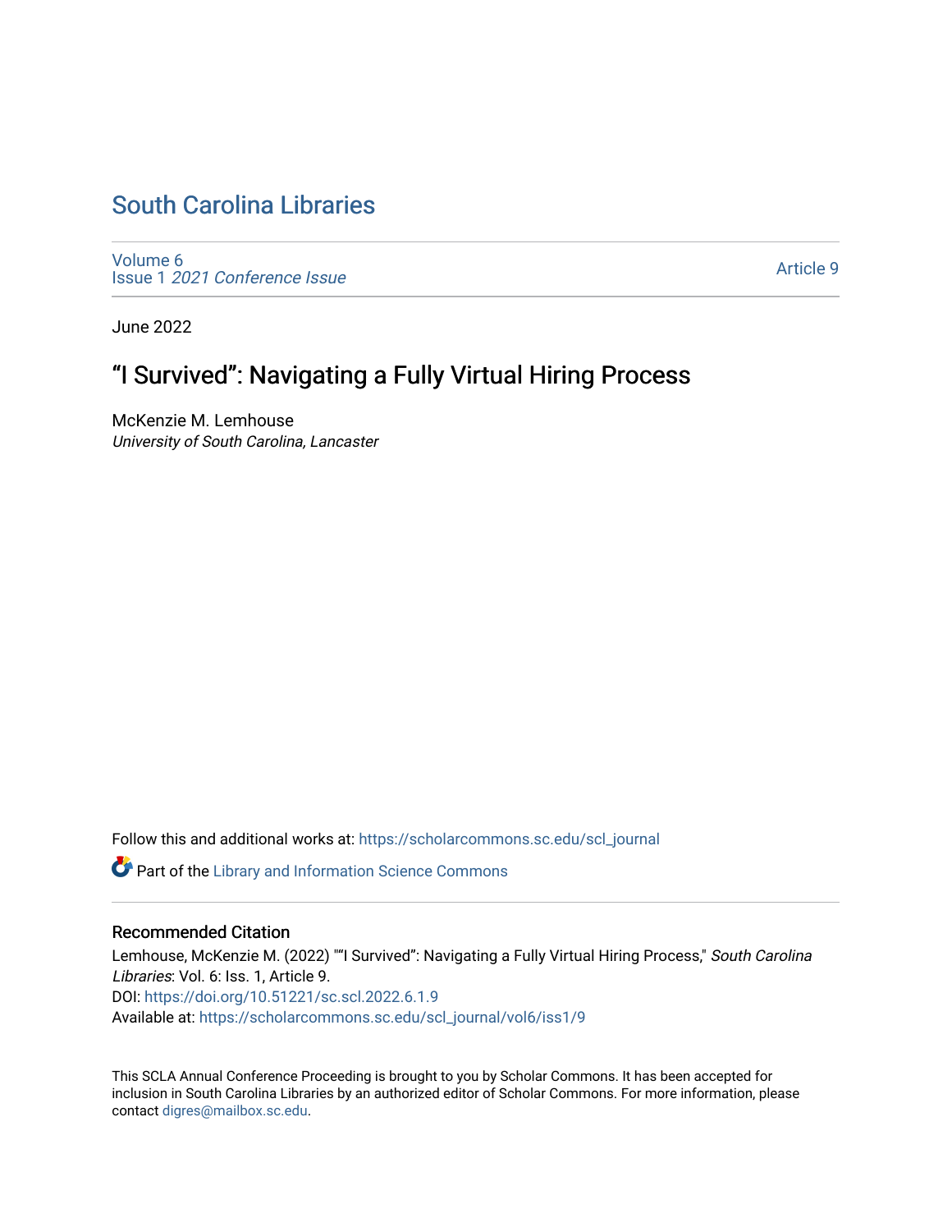# South Carolina Libraries

Volume 6
Issue 1 *2021 Conference Issue*

Article 9

June 2022

## "I Survived": Navigating a Fully Virtual Hiring Process

McKenzie M. Lemhouse
*University of South Carolina, Lancaster*

Follow this and additional works at: https://scholarcommons.sc.edu/scl_journal

Part of the Library and Information Science Commons

### Recommended Citation

Lemhouse, McKenzie M. (2022) ""I Survived": Navigating a Fully Virtual Hiring Process," *South Carolina Libraries*: Vol. 6: Iss. 1, Article 9.
DOI: https://doi.org/10.51221/sc.scl.2022.6.1.9
Available at: https://scholarcommons.sc.edu/scl_journal/vol6/iss1/9

This SCLA Annual Conference Proceeding is brought to you by Scholar Commons. It has been accepted for inclusion in South Carolina Libraries by an authorized editor of Scholar Commons. For more information, please contact digres@mailbox.sc.edu.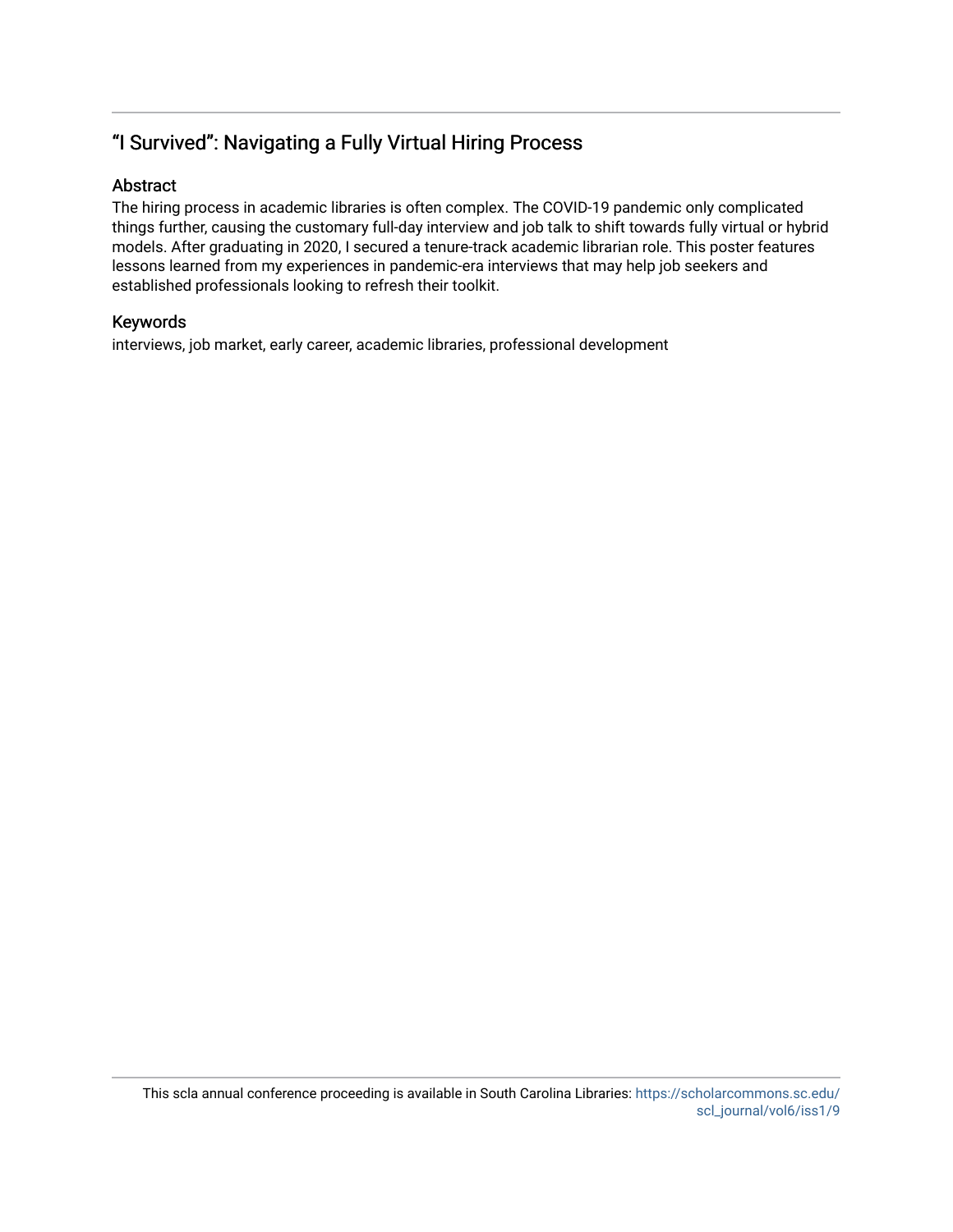## "I Survived": Navigating a Fully Virtual Hiring Process

### Abstract

The hiring process in academic libraries is often complex. The COVID-19 pandemic only complicated things further, causing the customary full-day interview and job talk to shift towards fully virtual or hybrid models. After graduating in 2020, I secured a tenure-track academic librarian role. This poster features lessons learned from my experiences in pandemic-era interviews that may help job seekers and established professionals looking to refresh their toolkit.

### Keywords

interviews, job market, early career, academic libraries, professional development

This scla annual conference proceeding is available in South Carolina Libraries: https://scholarcommons.sc.edu/scl_journal/vol6/iss1/9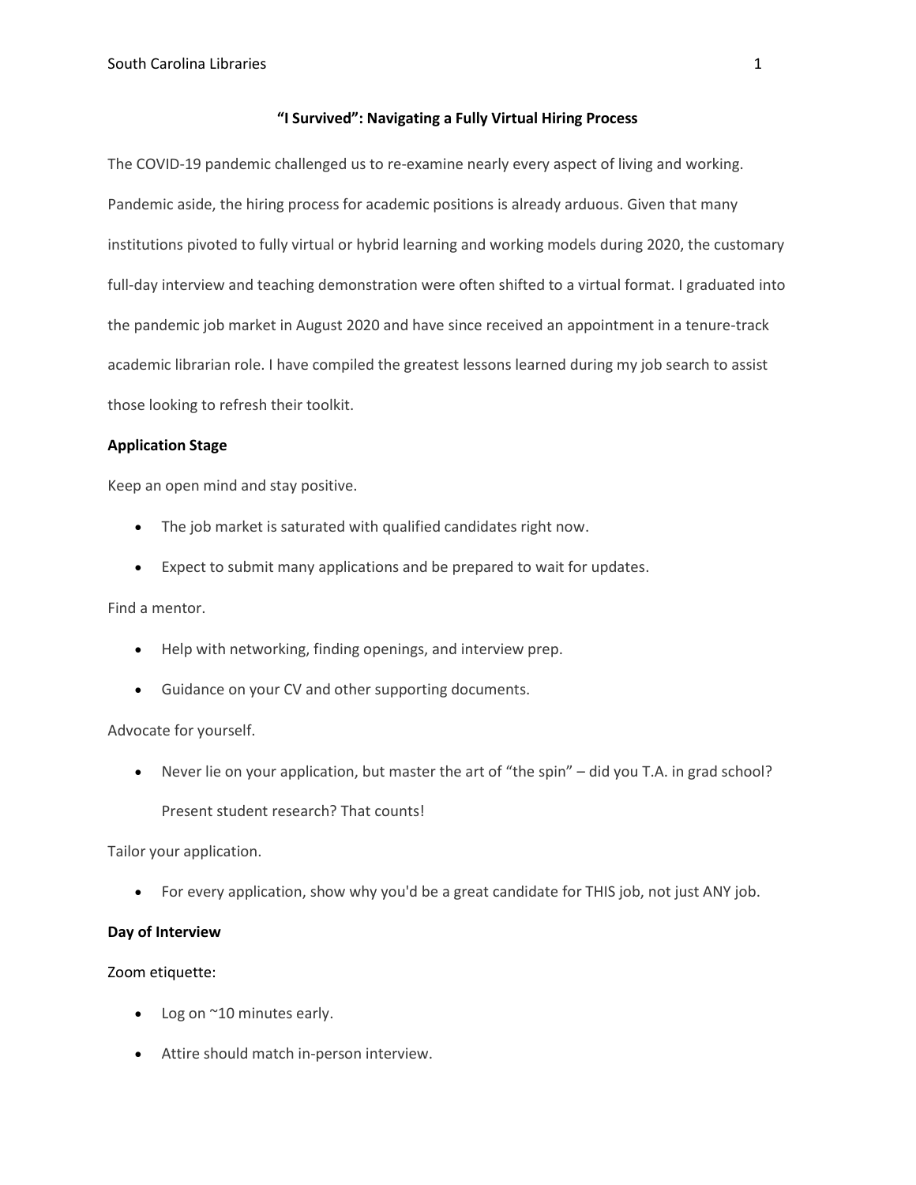**"I Survived": Navigating a Fully Virtual Hiring Process**

The COVID-19 pandemic challenged us to re-examine nearly every aspect of living and working. Pandemic aside, the hiring process for academic positions is already arduous. Given that many institutions pivoted to fully virtual or hybrid learning and working models during 2020, the customary full-day interview and teaching demonstration were often shifted to a virtual format. I graduated into the pandemic job market in August 2020 and have since received an appointment in a tenure-track academic librarian role. I have compiled the greatest lessons learned during my job search to assist those looking to refresh their toolkit.

**Application Stage**

Keep an open mind and stay positive.

- The job market is saturated with qualified candidates right now.
- Expect to submit many applications and be prepared to wait for updates.

Find a mentor.

- Help with networking, finding openings, and interview prep.
- Guidance on your CV and other supporting documents.

Advocate for yourself.

- Never lie on your application, but master the art of "the spin" – did you T.A. in grad school? Present student research? That counts!

Tailor your application.

- For every application, show why you'd be a great candidate for THIS job, not just ANY job.

**Day of Interview**

Zoom etiquette:

- Log on ~10 minutes early.
- Attire should match in-person interview.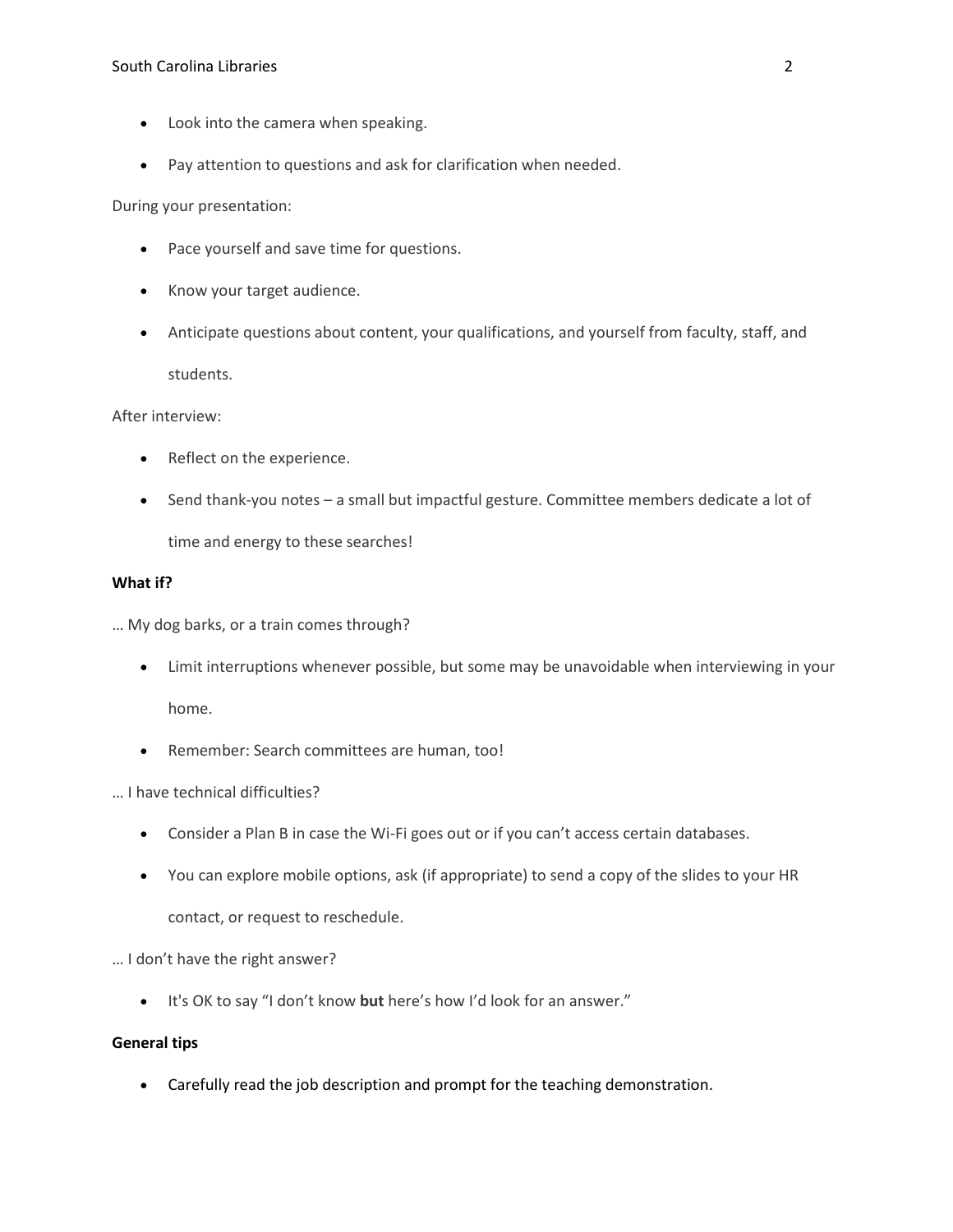- Look into the camera when speaking.
- Pay attention to questions and ask for clarification when needed.

During your presentation:

- Pace yourself and save time for questions.
- Know your target audience.
- Anticipate questions about content, your qualifications, and yourself from faculty, staff, and students.

After interview:

- Reflect on the experience.
- Send thank-you notes – a small but impactful gesture. Committee members dedicate a lot of time and energy to these searches!

**What if?**

… My dog barks, or a train comes through?

- Limit interruptions whenever possible, but some may be unavoidable when interviewing in your home.
- Remember: Search committees are human, too!

… I have technical difficulties?

- Consider a Plan B in case the Wi-Fi goes out or if you can't access certain databases.
- You can explore mobile options, ask (if appropriate) to send a copy of the slides to your HR contact, or request to reschedule.

… I don't have the right answer?

- It's OK to say "I don't know **but** here's how I'd look for an answer."

**General tips**

- Carefully read the job description and prompt for the teaching demonstration.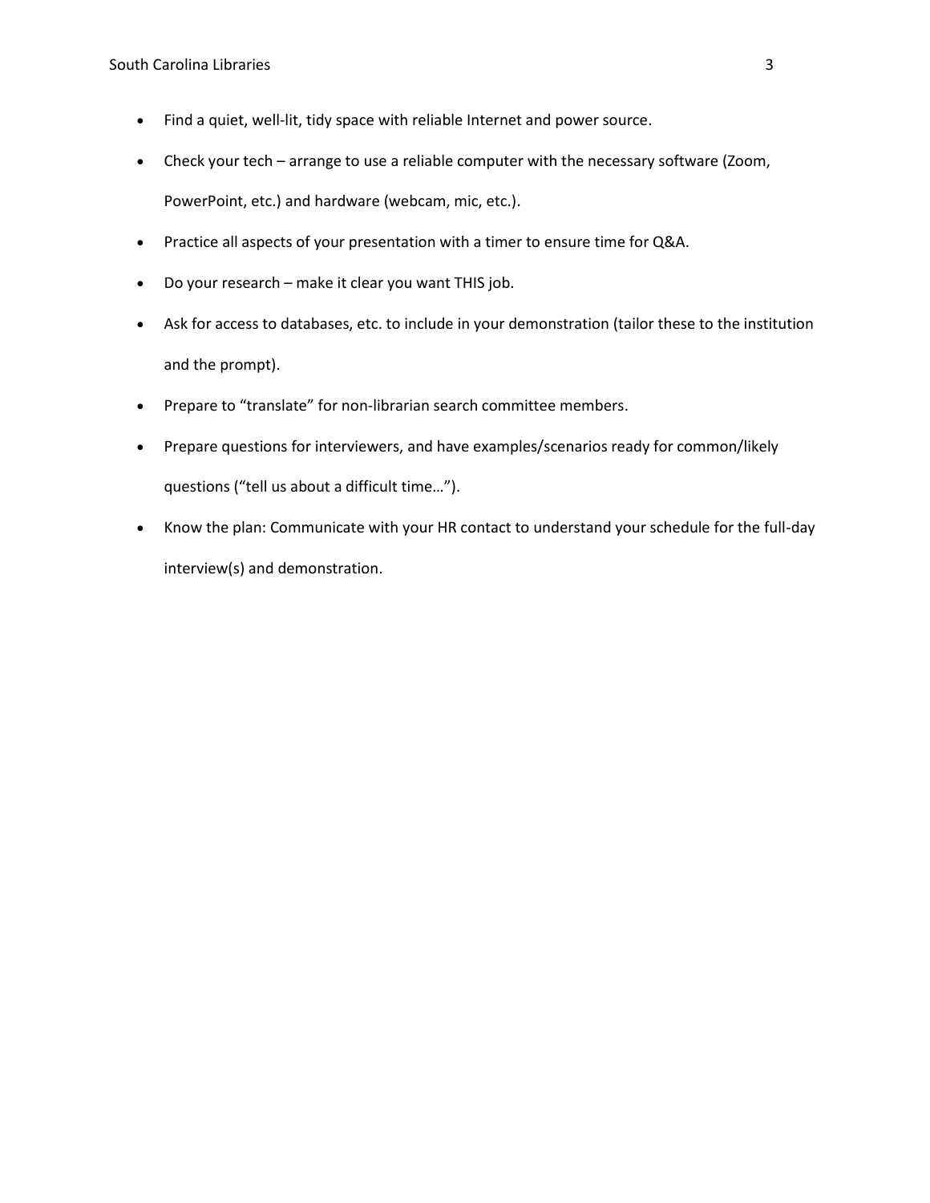- Find a quiet, well-lit, tidy space with reliable Internet and power source.
- Check your tech – arrange to use a reliable computer with the necessary software (Zoom, PowerPoint, etc.) and hardware (webcam, mic, etc.).
- Practice all aspects of your presentation with a timer to ensure time for Q&A.
- Do your research – make it clear you want THIS job.
- Ask for access to databases, etc. to include in your demonstration (tailor these to the institution and the prompt).
- Prepare to "translate" for non-librarian search committee members.
- Prepare questions for interviewers, and have examples/scenarios ready for common/likely questions ("tell us about a difficult time…").
- Know the plan: Communicate with your HR contact to understand your schedule for the full-day interview(s) and demonstration.